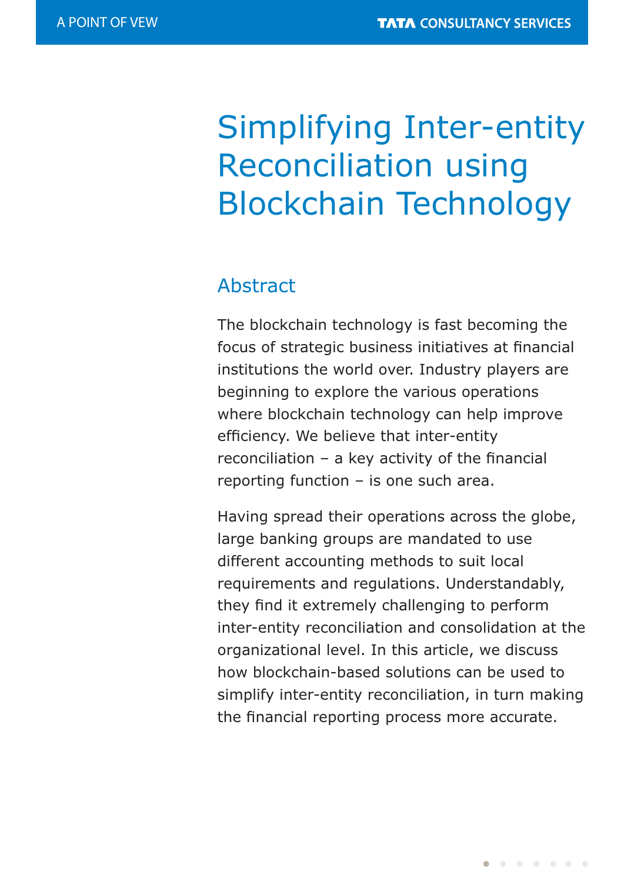# Simplifying Inter-entity Reconciliation using Blockchain Technology

## Abstract

The blockchain technology is fast becoming the focus of strategic business initiatives at financial institutions the world over. Industry players are beginning to explore the various operations where blockchain technology can help improve efficiency. We believe that inter-entity reconciliation – a key activity of the financial reporting function – is one such area.

Having spread their operations across the globe, large banking groups are mandated to use different accounting methods to suit local requirements and regulations. Understandably, they find it extremely challenging to perform inter-entity reconciliation and consolidation at the organizational level. In this article, we discuss how blockchain-based solutions can be used to simplify inter-entity reconciliation, in turn making the financial reporting process more accurate.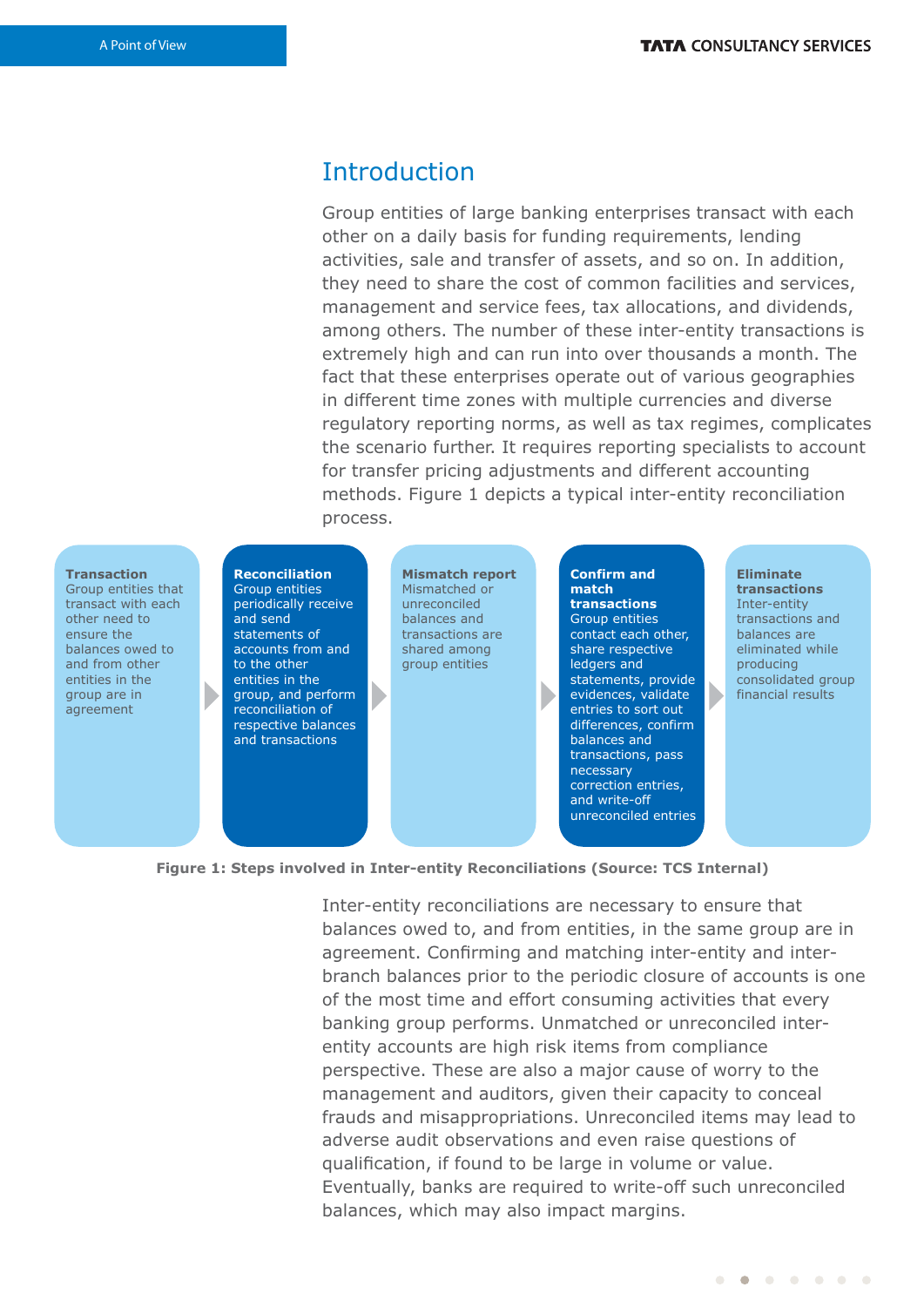## Introduction

Group entities of large banking enterprises transact with each other on a daily basis for funding requirements, lending activities, sale and transfer of assets, and so on. In addition, they need to share the cost of common facilities and services, management and service fees, tax allocations, and dividends, among others. The number of these inter-entity transactions is extremely high and can run into over thousands a month. The fact that these enterprises operate out of various geographies in different time zones with multiple currencies and diverse regulatory reporting norms, as well as tax regimes, complicates the scenario further. It requires reporting specialists to account for transfer pricing adjustments and different accounting methods. Figure 1 depicts a typical inter-entity reconciliation process.

**Transaction**
Group entities that transact with each other need to ensure the balances owed to and from other entities in the group are in agreement

**Reconciliation**
Group entities periodically receive and send statements of accounts from and to the other entities in the group, and perform reconciliation of respective balances and transactions

**Mismatch report**
Mismatched or unreconciled balances and transactions are shared among group entities

**Confirm and match transactions**
Group entities contact each other, share respective ledgers and statements, provide evidences, validate entries to sort out differences, confirm balances and transactions, pass necessary correction entries, and write-off unreconciled entries

**Eliminate transactions**
Inter-entity transactions and balances are eliminated while producing consolidated group financial results

**Figure 1: Steps involved in Inter-entity Reconciliations (Source: TCS Internal)**

Inter-entity reconciliations are necessary to ensure that balances owed to, and from entities, in the same group are in agreement. Confirming and matching inter-entity and inter-branch balances prior to the periodic closure of accounts is one of the most time and effort consuming activities that every banking group performs. Unmatched or unreconciled inter-entity accounts are high risk items from compliance perspective. These are also a major cause of worry to the management and auditors, given their capacity to conceal frauds and misappropriations. Unreconciled items may lead to adverse audit observations and even raise questions of qualification, if found to be large in volume or value. Eventually, banks are required to write-off such unreconciled balances, which may also impact margins.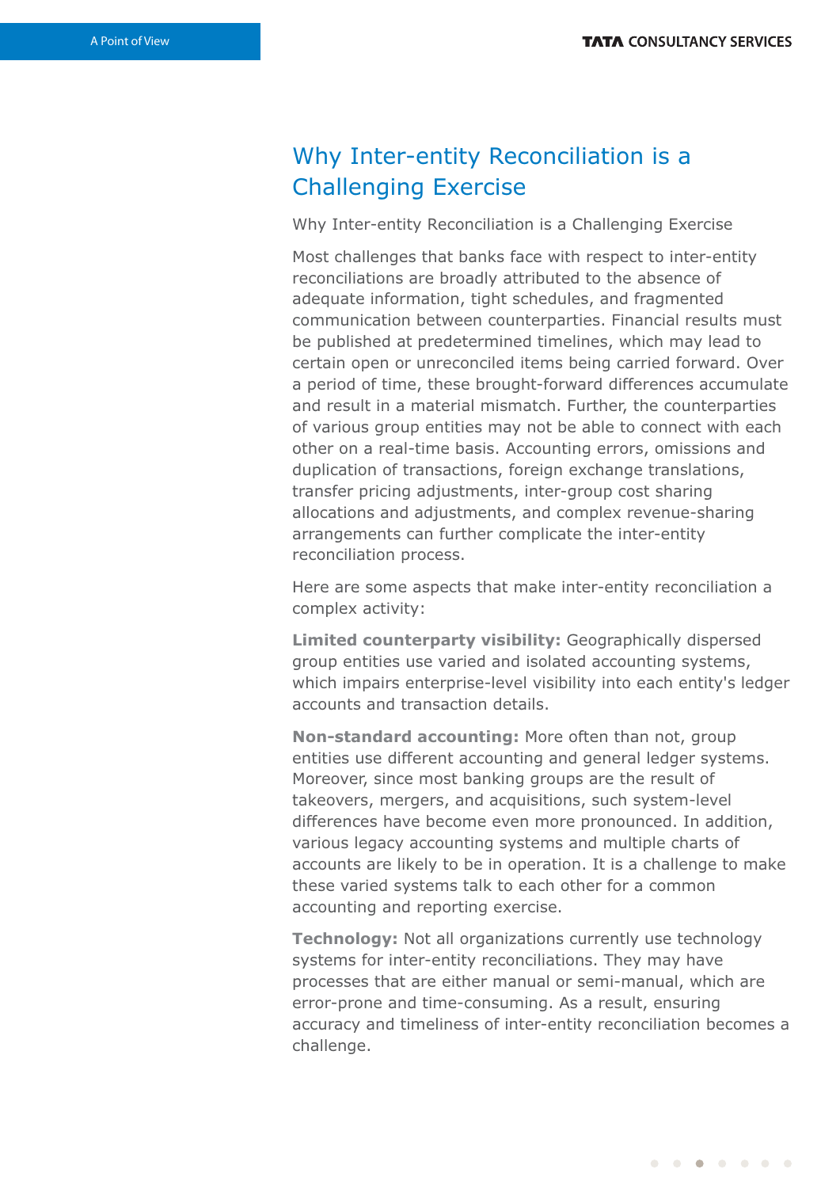## Why Inter-entity Reconciliation is a Challenging Exercise

Why Inter-entity Reconciliation is a Challenging Exercise

Most challenges that banks face with respect to inter-entity reconciliations are broadly attributed to the absence of adequate information, tight schedules, and fragmented communication between counterparties. Financial results must be published at predetermined timelines, which may lead to certain open or unreconciled items being carried forward. Over a period of time, these brought-forward differences accumulate and result in a material mismatch. Further, the counterparties of various group entities may not be able to connect with each other on a real-time basis. Accounting errors, omissions and duplication of transactions, foreign exchange translations, transfer pricing adjustments, inter-group cost sharing allocations and adjustments, and complex revenue-sharing arrangements can further complicate the inter-entity reconciliation process.

Here are some aspects that make inter-entity reconciliation a complex activity:

**Limited counterparty visibility:** Geographically dispersed group entities use varied and isolated accounting systems, which impairs enterprise-level visibility into each entity's ledger accounts and transaction details.

**Non-standard accounting:** More often than not, group entities use different accounting and general ledger systems. Moreover, since most banking groups are the result of takeovers, mergers, and acquisitions, such system-level differences have become even more pronounced. In addition, various legacy accounting systems and multiple charts of accounts are likely to be in operation. It is a challenge to make these varied systems talk to each other for a common accounting and reporting exercise.

**Technology:** Not all organizations currently use technology systems for inter-entity reconciliations. They may have processes that are either manual or semi-manual, which are error-prone and time-consuming. As a result, ensuring accuracy and timeliness of inter-entity reconciliation becomes a challenge.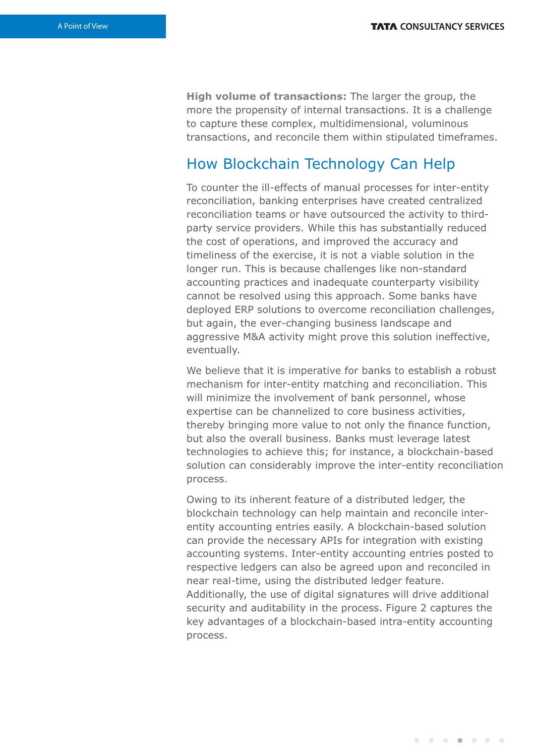**High volume of transactions:** The larger the group, the more the propensity of internal transactions. It is a challenge to capture these complex, multidimensional, voluminous transactions, and reconcile them within stipulated timeframes.

## How Blockchain Technology Can Help

To counter the ill-effects of manual processes for inter-entity reconciliation, banking enterprises have created centralized reconciliation teams or have outsourced the activity to third-party service providers. While this has substantially reduced the cost of operations, and improved the accuracy and timeliness of the exercise, it is not a viable solution in the longer run. This is because challenges like non-standard accounting practices and inadequate counterparty visibility cannot be resolved using this approach. Some banks have deployed ERP solutions to overcome reconciliation challenges, but again, the ever-changing business landscape and aggressive M&A activity might prove this solution ineffective, eventually.

We believe that it is imperative for banks to establish a robust mechanism for inter-entity matching and reconciliation. This will minimize the involvement of bank personnel, whose expertise can be channelized to core business activities, thereby bringing more value to not only the finance function, but also the overall business. Banks must leverage latest technologies to achieve this; for instance, a blockchain-based solution can considerably improve the inter-entity reconciliation process.

Owing to its inherent feature of a distributed ledger, the blockchain technology can help maintain and reconcile inter-entity accounting entries easily. A blockchain-based solution can provide the necessary APIs for integration with existing accounting systems. Inter-entity accounting entries posted to respective ledgers can also be agreed upon and reconciled in near real-time, using the distributed ledger feature. Additionally, the use of digital signatures will drive additional security and auditability in the process. Figure 2 captures the key advantages of a blockchain-based intra-entity accounting process.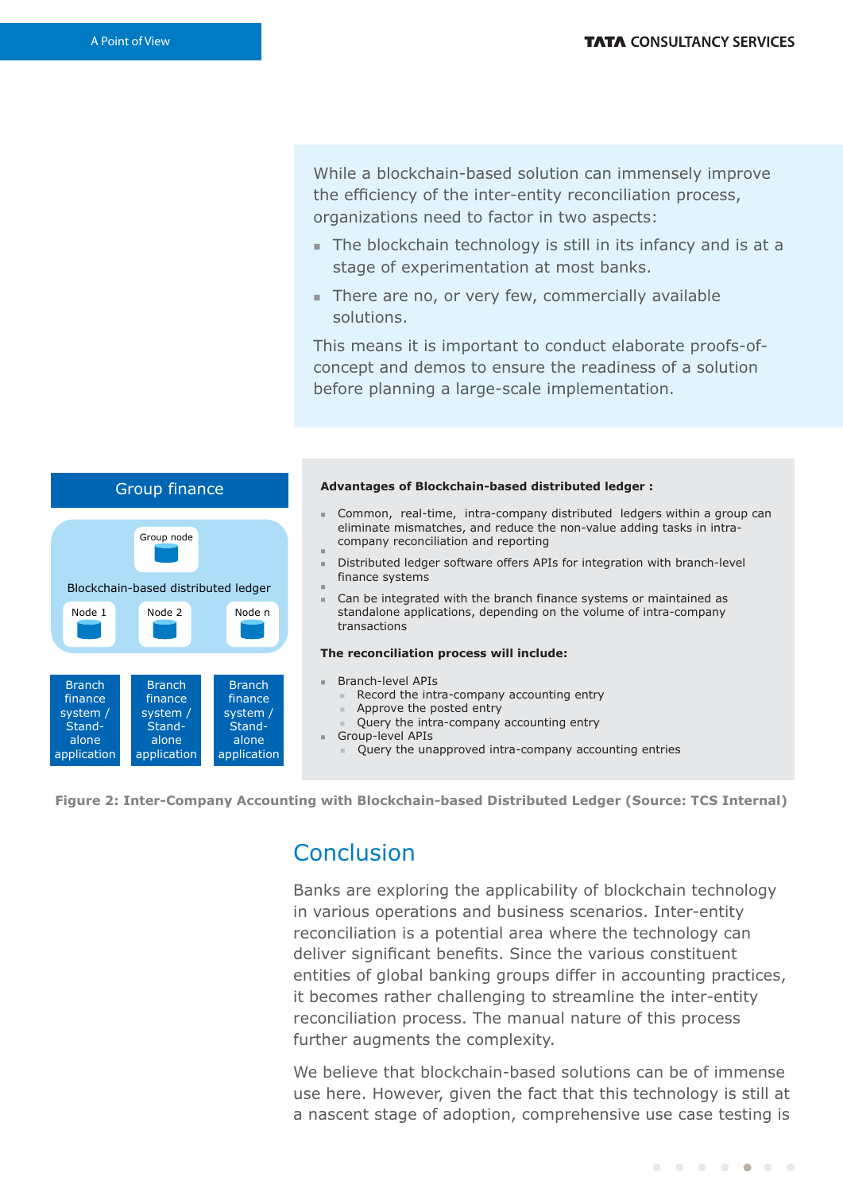While a blockchain-based solution can immensely improve the efficiency of the inter-entity reconciliation process, organizations need to factor in two aspects:

- The blockchain technology is still in its infancy and is at a stage of experimentation at most banks.
- There are no, or very few, commercially available solutions.

This means it is important to conduct elaborate proofs-of-concept and demos to ensure the readiness of a solution before planning a large-scale implementation.

Group finance

Group node

Blockchain-based distributed ledger

Node 1 | Node 2 | Node n

Branch finance system / Stand-alone application | Branch finance system / Stand-alone application | Branch finance system / Stand-alone application

**Advantages of Blockchain-based distributed ledger :**

- Common, real-time, intra-company distributed ledgers within a group can eliminate mismatches, and reduce the non-value adding tasks in intra-company reconciliation and reporting
- Distributed ledger software offers APIs for integration with branch-level finance systems
- Can be integrated with the branch finance systems or maintained as standalone applications, depending on the volume of intra-company transactions

**The reconciliation process will include:**

- Branch-level APIs
  - Record the intra-company accounting entry
  - Approve the posted entry
  - Query the intra-company accounting entry
- Group-level APIs
  - Query the unapproved intra-company accounting entries

**Figure 2: Inter-Company Accounting with Blockchain-based Distributed Ledger (Source: TCS Internal)**

## Conclusion

Banks are exploring the applicability of blockchain technology in various operations and business scenarios. Inter-entity reconciliation is a potential area where the technology can deliver significant benefits. Since the various constituent entities of global banking groups differ in accounting practices, it becomes rather challenging to streamline the inter-entity reconciliation process. The manual nature of this process further augments the complexity.

We believe that blockchain-based solutions can be of immense use here. However, given the fact that this technology is still at a nascent stage of adoption, comprehensive use case testing is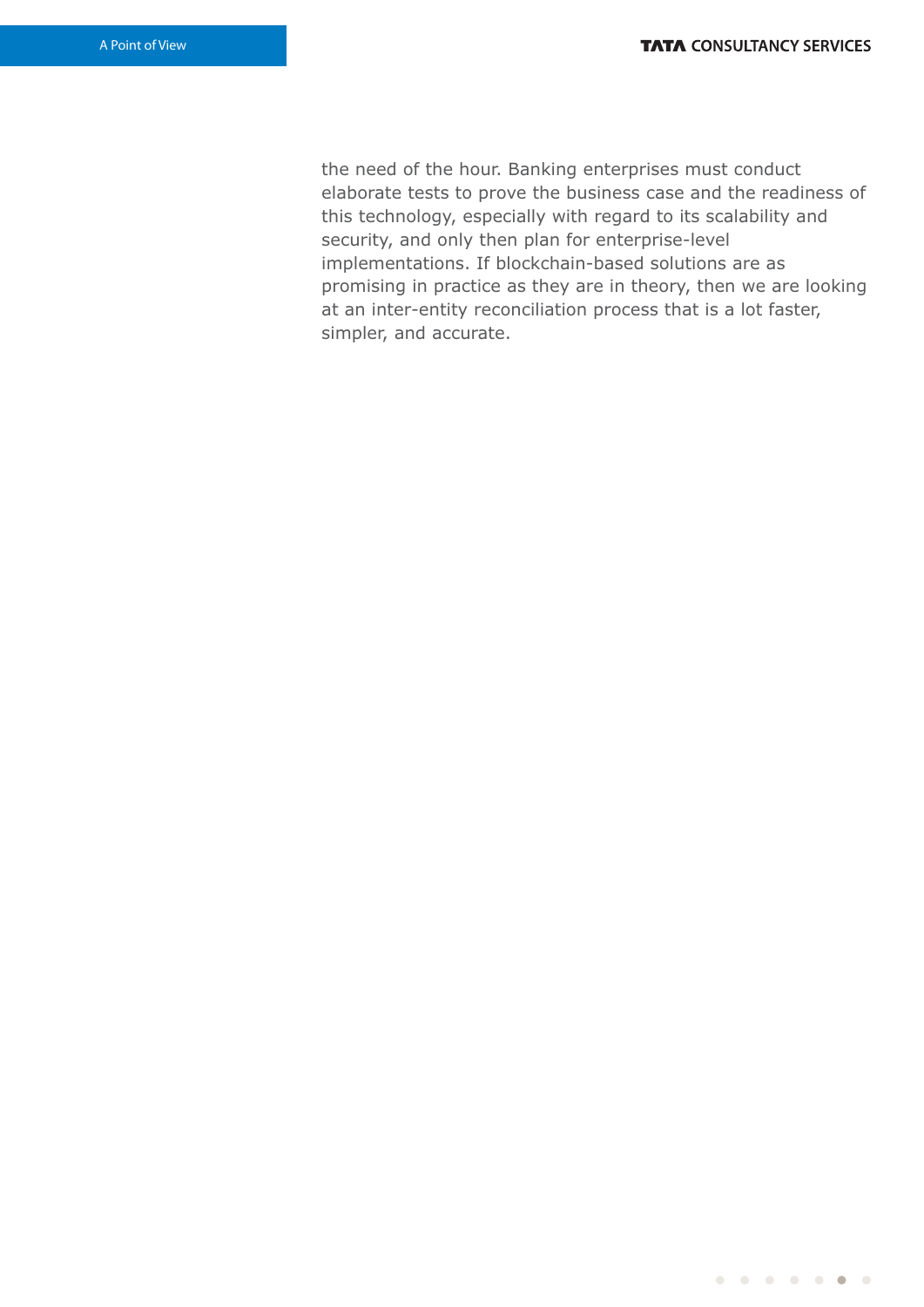the need of the hour. Banking enterprises must conduct elaborate tests to prove the business case and the readiness of this technology, especially with regard to its scalability and security, and only then plan for enterprise-level implementations. If blockchain-based solutions are as promising in practice as they are in theory, then we are looking at an inter-entity reconciliation process that is a lot faster, simpler, and accurate.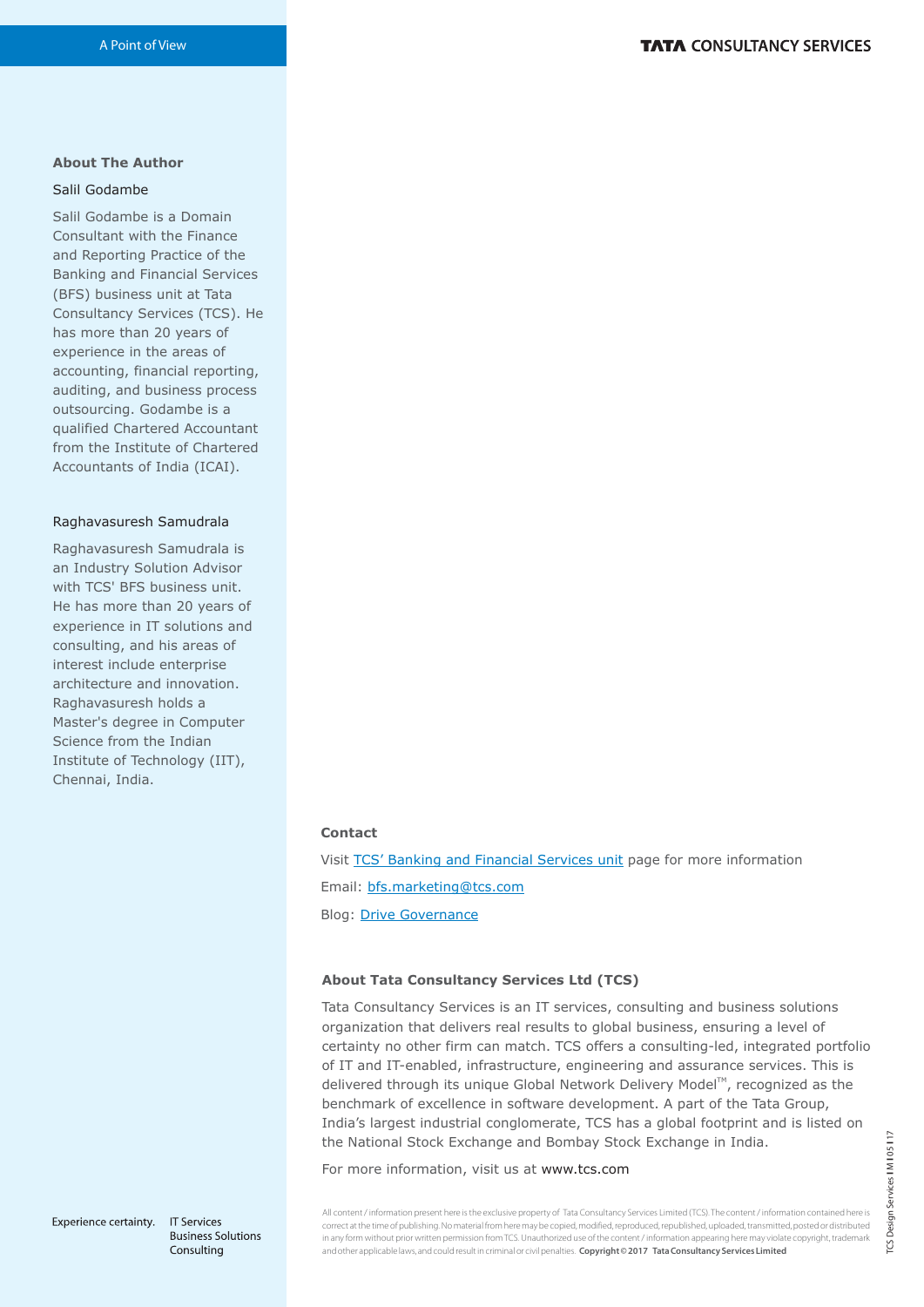## About The Author

### Salil Godambe

Salil Godambe is a Domain Consultant with the Finance and Reporting Practice of the Banking and Financial Services (BFS) business unit at Tata Consultancy Services (TCS). He has more than 20 years of experience in the areas of accounting, financial reporting, auditing, and business process outsourcing. Godambe is a qualified Chartered Accountant from the Institute of Chartered Accountants of India (ICAI).

### Raghavasuresh Samudrala

Raghavasuresh Samudrala is an Industry Solution Advisor with TCS' BFS business unit. He has more than 20 years of experience in IT solutions and consulting, and his areas of interest include enterprise architecture and innovation. Raghavasuresh holds a Master's degree in Computer Science from the Indian Institute of Technology (IIT), Chennai, India.

## Contact

Visit TCS' Banking and Financial Services unit page for more information

Email: bfs.marketing@tcs.com

Blog: Drive Governance

## About Tata Consultancy Services Ltd (TCS)

Tata Consultancy Services is an IT services, consulting and business solutions organization that delivers real results to global business, ensuring a level of certainty no other firm can match. TCS offers a consulting-led, integrated portfolio of IT and IT-enabled, infrastructure, engineering and assurance services. This is delivered through its unique Global Network Delivery Model™, recognized as the benchmark of excellence in software development. A part of the Tata Group, India's largest industrial conglomerate, TCS has a global footprint and is listed on the National Stock Exchange and Bombay Stock Exchange in India.

For more information, visit us at www.tcs.com

Experience certainty.

IT Services
Business Solutions
Consulting

All content / information present here is the exclusive property of Tata Consultancy Services Limited (TCS). The content / information contained here is correct at the time of publishing. No material from here may be copied, modified, reproduced, republished, uploaded, transmitted, posted or distributed in any form without prior written permission from TCS. Unauthorized use of the content / information appearing here may violate copyright, trademark and other applicable laws, and could result in criminal or civil penalties. **Copyright © 2017 Tata Consultancy Services Limited**

TCS Design Services I M I 05 I 17